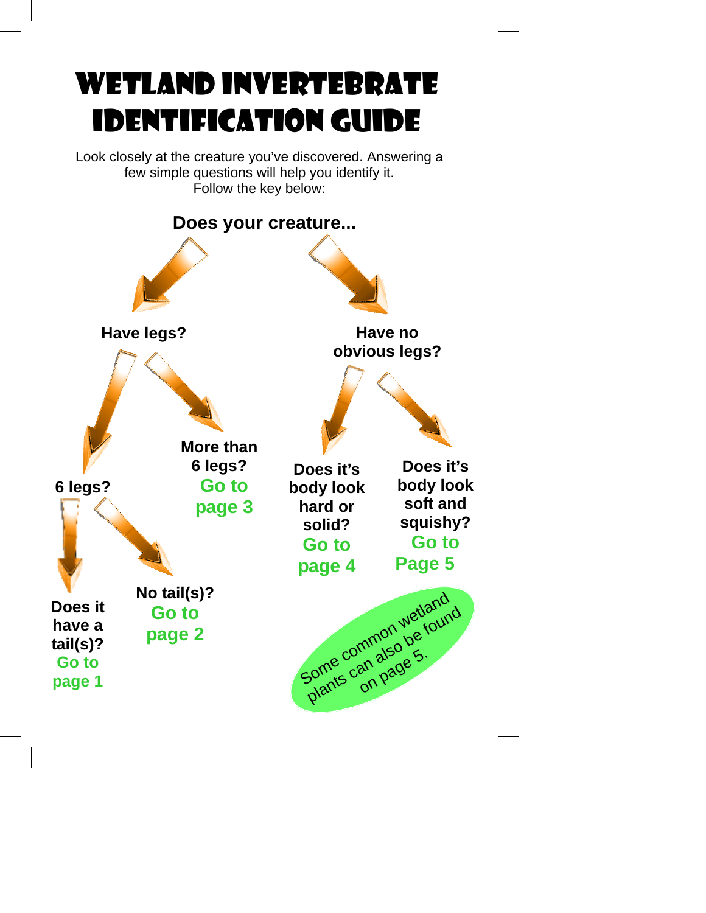# Wetland Invertebrate Identification Guide

Look closely at the creature you've discovered. Answering a few simple questions will help you identify it.
Follow the key below:

**Does your creature...**

**Have legs?**

**6 legs?**

**Does it have a tail(s)?** Go to page 1

**No tail(s)?** Go to page 2

**More than 6 legs?** Go to page 3

**Have no obvious legs?**

**Does it's body look hard or solid?** Go to page 4

**Does it's body look soft and squishy?** Go to Page 5

Some common wetland plants can also be found on page 5.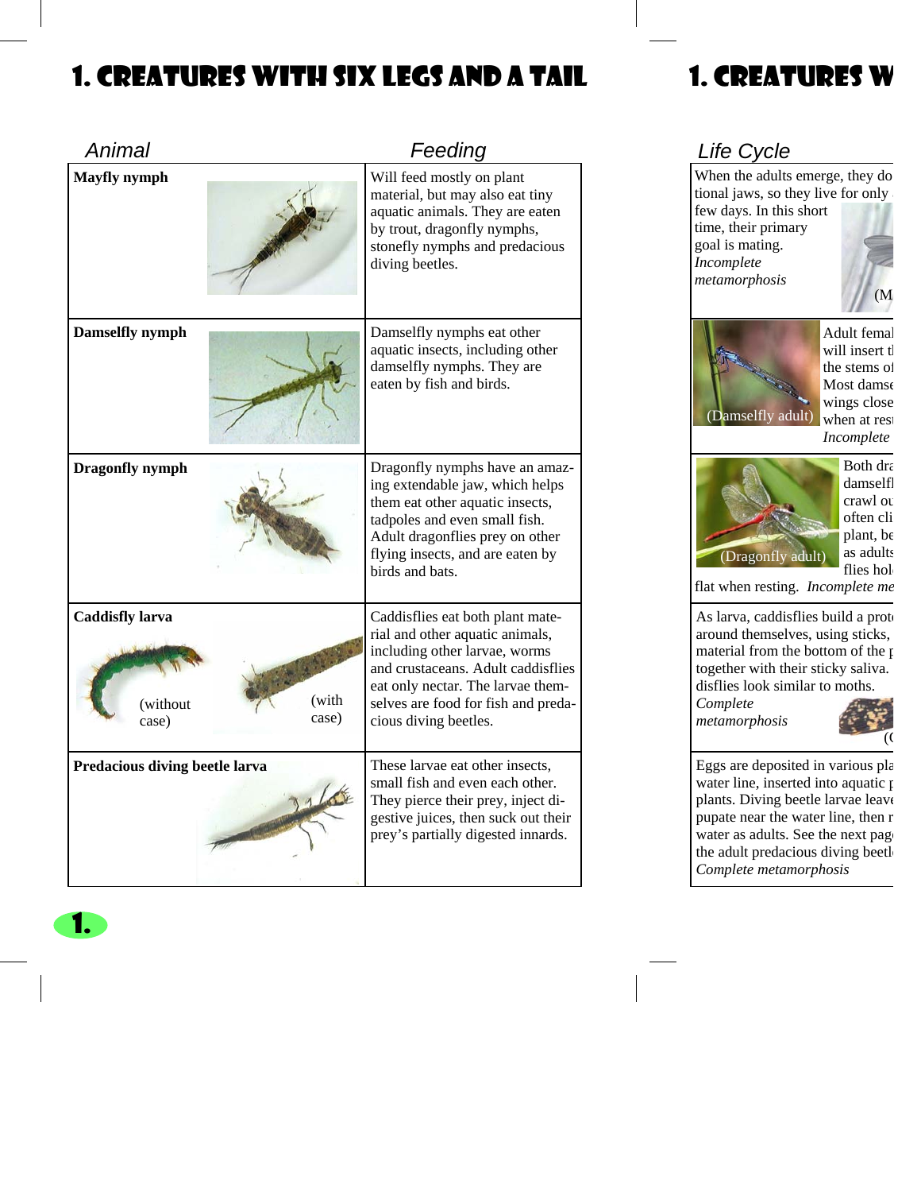# 1. Creatures with six legs and a tail

| Animal | Feeding |
|---|---|
| **Mayfly nymph** | Will feed mostly on plant material, but may also eat tiny aquatic animals. They are eaten by trout, dragonfly nymphs, stonefly nymphs and predacious diving beetles. |
| **Damselfly nymph** | Damselfly nymphs eat other aquatic insects, including other damselfly nymphs. They are eaten by fish and birds. |
| **Dragonfly nymph** | Dragonfly nymphs have an amazing extendable jaw, which helps them eat other aquatic insects, tadpoles and even small fish. Adult dragonflies prey on other flying insects, and are eaten by birds and bats. |
| **Caddisfly larva** (without case) (with case) | Caddisflies eat both plant material and other aquatic animals, including other larvae, worms and crustaceans. Adult caddisflies eat only nectar. The larvae themselves are food for fish and predacious diving beetles. |
| **Predacious diving beetle larva** | These larvae eat other insects, small fish and even each other. They pierce their prey, inject digestive juices, then suck out their prey's partially digested innards. |

# 1. Creatures w

| Life Cycle |
|---|
| When the adults emerge, they do tional jaws, so they live for only few days. In this short time, their primary goal is mating. *Incomplete metamorphosis* (M |
| (Damselfly adult) Adult femal will insert t the stems o Most damse wings close when at res *Incomplete* |
| (Dragonfly adult) Both dra damselfl crawl ou often cli plant, be as adults flies hol flat when resting. *Incomplete me* |
| As larva, caddisflies build a prot around themselves, using sticks, material from the bottom of the p together with their sticky saliva. disflies look similar to moths. *Complete metamorphosis* (C |
| Eggs are deposited in various pla water line, inserted into aquatic p plants. Diving beetle larvae leave pupate near the water line, then r water as adults. See the next pag the adult predacious diving beetl *Complete metamorphosis* |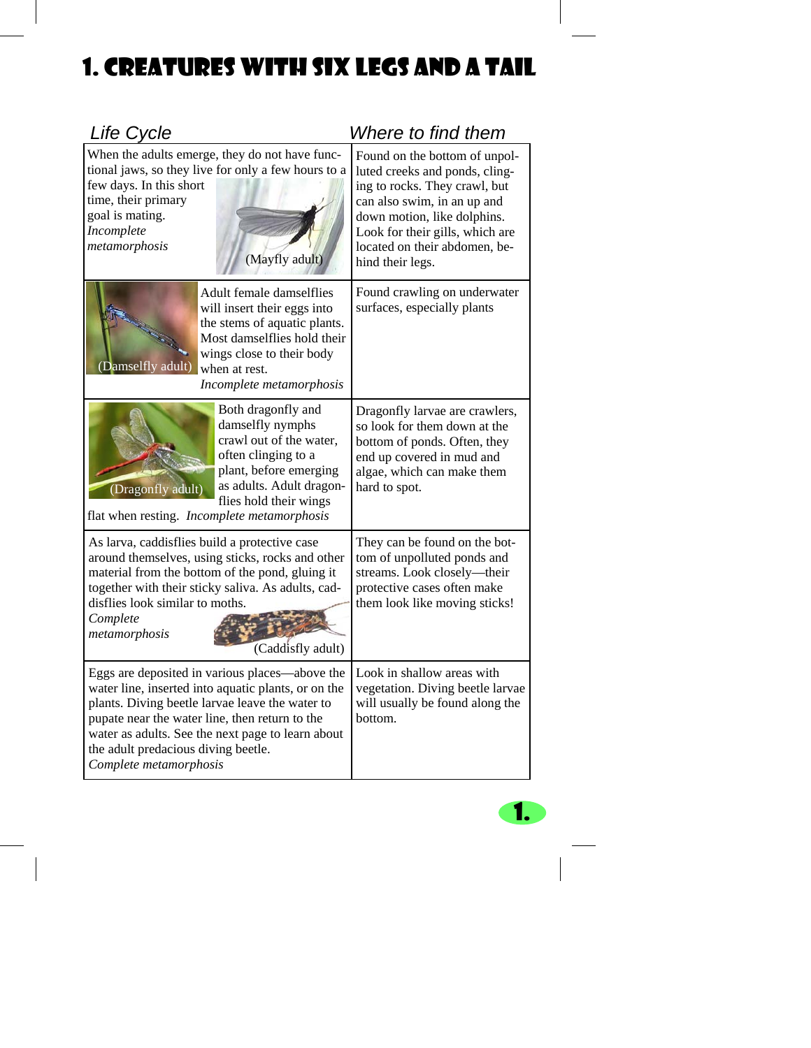# 1. Creatures with Six Legs and a Tail

| *Life Cycle* | *Where to find them* |
| --- | --- |
| When the adults emerge, they do not have functional jaws, so they live for only a few hours to a few days. In this short time, their primary goal is mating. *Incomplete metamorphosis* (Mayfly adult) | Found on the bottom of unpolluted creeks and ponds, clinging to rocks. They crawl, but can also swim, in an up and down motion, like dolphins. Look for their gills, which are located on their abdomen, behind their legs. |
| (Damselfly adult) Adult female damselflies will insert their eggs into the stems of aquatic plants. Most damselflies hold their wings close to their body when at rest. *Incomplete metamorphosis* | Found crawling on underwater surfaces, especially plants |
| (Dragonfly adult) Both dragonfly and damselfly nymphs crawl out of the water, often clinging to a plant, before emerging as adults. Adult dragonflies hold their wings flat when resting. *Incomplete metamorphosis* | Dragonfly larvae are crawlers, so look for them down at the bottom of ponds. Often, they end up covered in mud and algae, which can make them hard to spot. |
| As larva, caddisflies build a protective case around themselves, using sticks, rocks and other material from the bottom of the pond, gluing it together with their sticky saliva. As adults, caddisflies look similar to moths. *Complete metamorphosis* (Caddisfly adult) | They can be found on the bottom of unpolluted ponds and streams. Look closely—their protective cases often make them look like moving sticks! |
| Eggs are deposited in various places—above the water line, inserted into aquatic plants, or on the plants. Diving beetle larvae leave the water to pupate near the water line, then return to the water as adults. See the next page to learn about the adult predacious diving beetle. *Complete metamorphosis* | Look in shallow areas with vegetation. Diving beetle larvae will usually be found along the bottom. |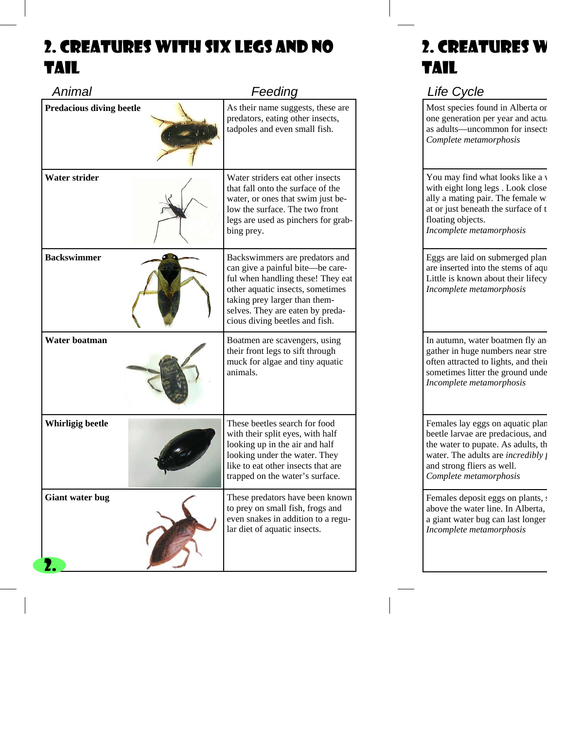# 2. Creatures with six legs and no tail

| Animal | Feeding |
|---|---|
| **Predacious diving beetle** | As their name suggests, these are predators, eating other insects, tadpoles and even small fish. |
| **Water strider** | Water striders eat other insects that fall onto the surface of the water, or ones that swim just below the surface. The two front legs are used as pinchers for grabbing prey. |
| **Backswimmer** | Backswimmers are predators and can give a painful bite—be careful when handling these! They eat other aquatic insects, sometimes taking prey larger than themselves. They are eaten by predacious diving beetles and fish. |
| **Water boatman** | Boatmen are scavengers, using their front legs to sift through muck for algae and tiny aquatic animals. |
| **Whirligig beetle** | These beetles search for food with their split eyes, with half looking up in the air and half looking under the water. They like to eat other insects that are trapped on the water's surface. |
| **Giant water bug** | These predators have been known to prey on small fish, frogs and even snakes in addition to a regular diet of aquatic insects. |

# 2. Creatures w[ith six legs and no] tail

| Life Cycle |
|---|
| Most species found in Alberta or[...] one generation per year and actu[...] as adults—uncommon for insects[...] *Complete metamorphosis* |
| You may find what looks like a [...] with eight long legs . Look close[...] ally a mating pair. The female w[...] at or just beneath the surface of t[...] floating objects. *Incomplete metamorphosis* |
| Eggs are laid on submerged plan[...] are inserted into the stems of aqu[...] Little is known about their lifecy[...] *Incomplete metamorphosis* |
| In autumn, water boatmen fly an[...] gather in huge numbers near stre[...] often attracted to lights, and thei[...] sometimes litter the ground unde[...] *Incomplete metamorphosis* |
| Females lay eggs on aquatic plan[...] beetle larvae are predacious, and [...] the water to pupate. As adults, th[...] water. The adults are *incredibly f*[...] and strong fliers as well. *Complete metamorphosis* |
| Females deposit eggs on plants, [...] above the water line. In Alberta, [...] a giant water bug can last longer [...] *Incomplete metamorphosis* |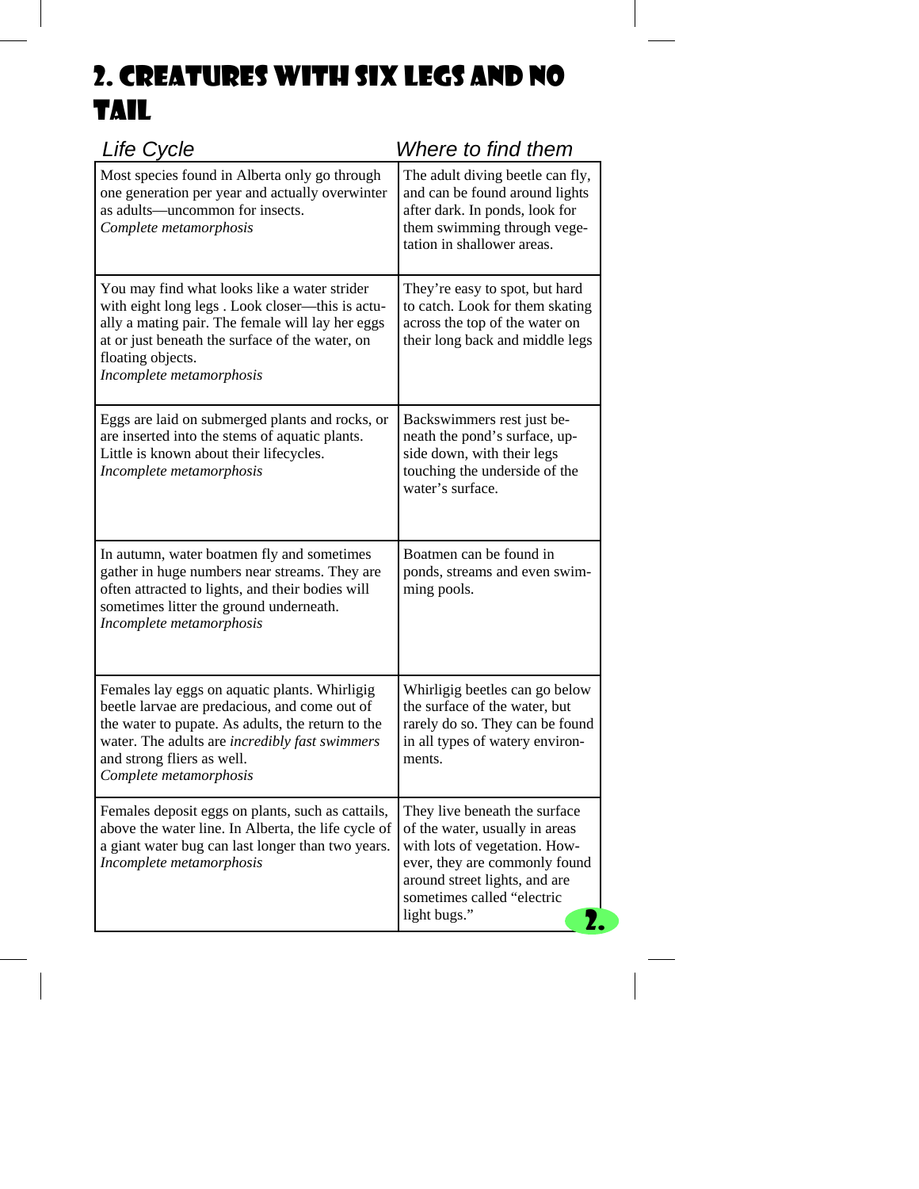# 2. Creatures with Six Legs and No Tail

| Life Cycle | Where to find them |
|---|---|
| Most species found in Alberta only go through one generation per year and actually overwinter as adults—uncommon for insects.<br>*Complete metamorphosis* | The adult diving beetle can fly, and can be found around lights after dark. In ponds, look for them swimming through vegetation in shallower areas. |
| You may find what looks like a water strider with eight long legs . Look closer—this is actually a mating pair. The female will lay her eggs at or just beneath the surface of the water, on floating objects.<br>*Incomplete metamorphosis* | They're easy to spot, but hard to catch. Look for them skating across the top of the water on their long back and middle legs |
| Eggs are laid on submerged plants and rocks, or are inserted into the stems of aquatic plants. Little is known about their lifecycles.<br>*Incomplete metamorphosis* | Backswimmers rest just beneath the pond's surface, upside down, with their legs touching the underside of the water's surface. |
| In autumn, water boatmen fly and sometimes gather in huge numbers near streams. They are often attracted to lights, and their bodies will sometimes litter the ground underneath.<br>*Incomplete metamorphosis* | Boatmen can be found in ponds, streams and even swimming pools. |
| Females lay eggs on aquatic plants. Whirligig beetle larvae are predacious, and come out of the water to pupate. As adults, the return to the water. The adults are *incredibly fast swimmers* and strong fliers as well.<br>*Complete metamorphosis* | Whirligig beetles can go below the surface of the water, but rarely do so. They can be found in all types of watery environments. |
| Females deposit eggs on plants, such as cattails, above the water line. In Alberta, the life cycle of a giant water bug can last longer than two years.<br>*Incomplete metamorphosis* | They live beneath the surface of the water, usually in areas with lots of vegetation. However, they are commonly found around street lights, and are sometimes called "electric light bugs." |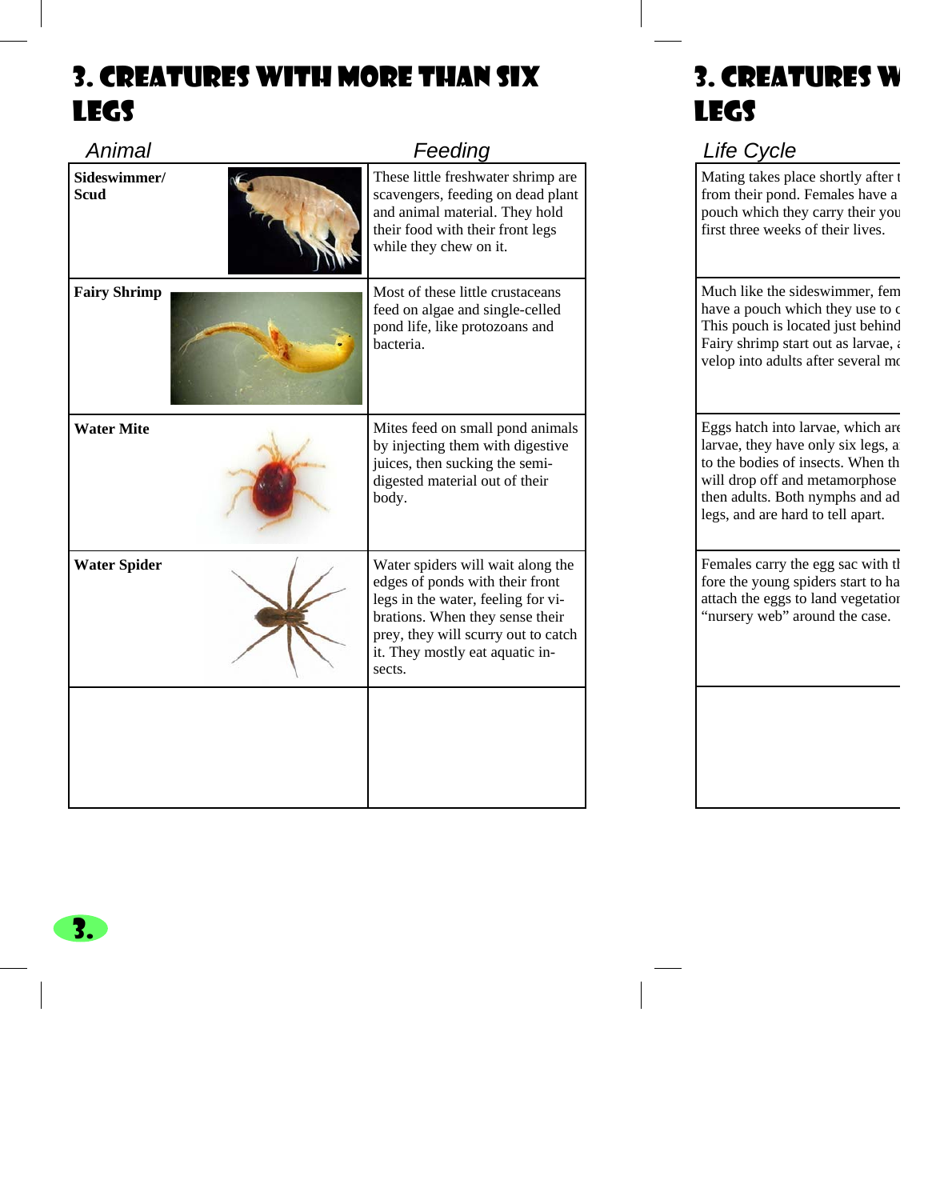# 3. Creatures with more than six legs

| Animal | Feeding |
|---|---|
| **Sideswimmer/ Scud** | These little freshwater shrimp are scavengers, feeding on dead plant and animal material. They hold their food with their front legs while they chew on it. |
| **Fairy Shrimp** | Most of these little crustaceans feed on algae and single-celled pond life, like protozoans and bacteria. |
| **Water Mite** | Mites feed on small pond animals by injecting them with digestive juices, then sucking the semi-digested material out of their body. |
| **Water Spider** | Water spiders will wait along the edges of ponds with their front legs in the water, feeling for vibrations. When they sense their prey, they will scurry out to catch it. They mostly eat aquatic insects. |
| | |

# 3. Creatures w
# legs

| Life Cycle |
|---|
| Mating takes place shortly after t from their pond. Females have a pouch which they carry their you first three weeks of their lives. |
| Much like the sideswimmer, fem have a pouch which they use to c This pouch is located just behind Fairy shrimp start out as larvae, a velop into adults after several mo |
| Eggs hatch into larvae, which are larvae, they have only six legs, a to the bodies of insects. When th will drop off and metamorphose then adults. Both nymphs and ad legs, and are hard to tell apart. |
| Females carry the egg sac with th fore the young spiders start to ha attach the eggs to land vegetation "nursery web" around the case. |
| |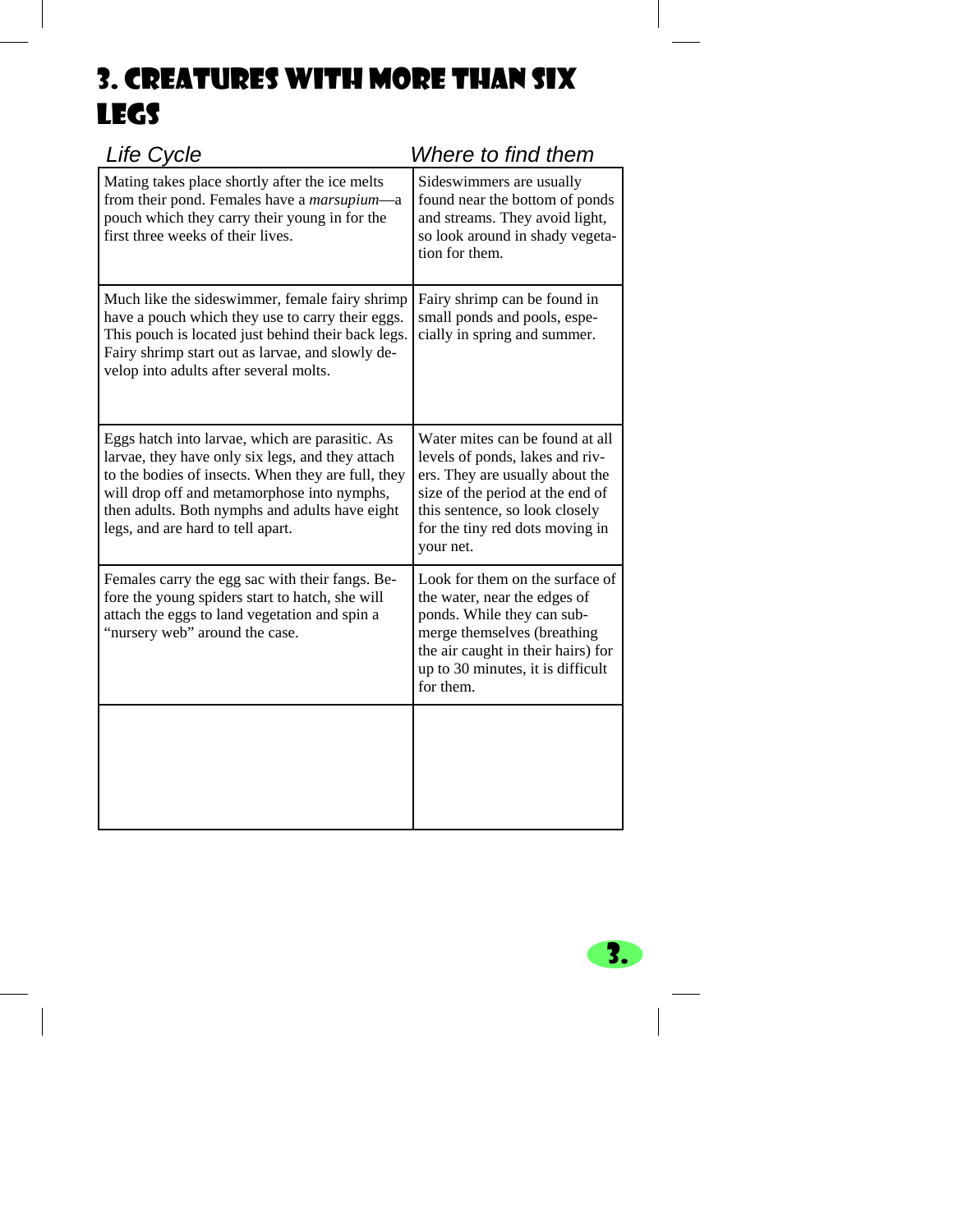# 3. Creatures with more than six legs

| Life Cycle | Where to find them |
|---|---|
| Mating takes place shortly after the ice melts from their pond. Females have a *marsupium*—a pouch which they carry their young in for the first three weeks of their lives. | Sideswimmers are usually found near the bottom of ponds and streams. They avoid light, so look around in shady vegetation for them. |
| Much like the sideswimmer, female fairy shrimp have a pouch which they use to carry their eggs. This pouch is located just behind their back legs. Fairy shrimp start out as larvae, and slowly develop into adults after several molts. | Fairy shrimp can be found in small ponds and pools, especially in spring and summer. |
| Eggs hatch into larvae, which are parasitic. As larvae, they have only six legs, and they attach to the bodies of insects. When they are full, they will drop off and metamorphose into nymphs, then adults. Both nymphs and adults have eight legs, and are hard to tell apart. | Water mites can be found at all levels of ponds, lakes and rivers. They are usually about the size of the period at the end of this sentence, so look closely for the tiny red dots moving in your net. |
| Females carry the egg sac with their fangs. Before the young spiders start to hatch, she will attach the eggs to land vegetation and spin a “nursery web” around the case. | Look for them on the surface of the water, near the edges of ponds. While they can submerge themselves (breathing the air caught in their hairs) for up to 30 minutes, it is difficult for them. |
| | |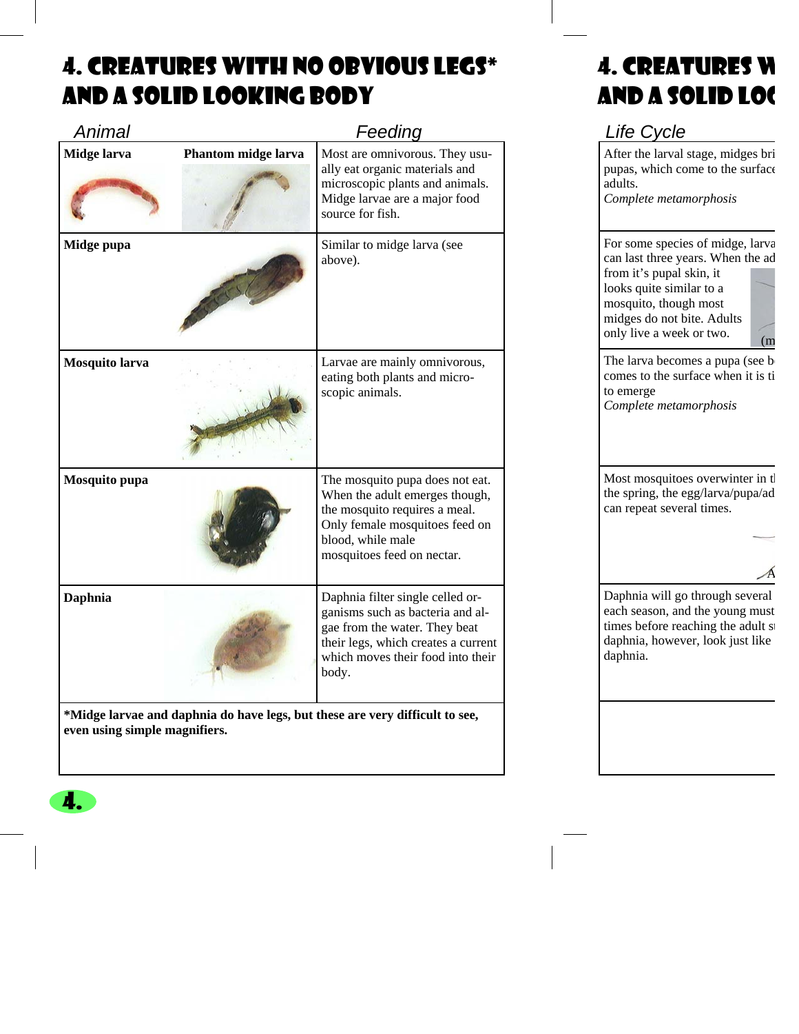# 4. Creatures with no obvious legs* and a solid looking body

| Animal | | Feeding |
|---|---|---|
| **Midge larva** | **Phantom midge larva** | Most are omnivorous. They usually eat organic materials and microscopic plants and animals. Midge larvae are a major food source for fish. |
| **Midge pupa** | | Similar to midge larva (see above). |
| **Mosquito larva** | | Larvae are mainly omnivorous, eating both plants and microscopic animals. |
| **Mosquito pupa** | | The mosquito pupa does not eat. When the adult emerges though, the mosquito requires a meal. Only female mosquitoes feed on blood, while male mosquitoes feed on nectar. |
| **Daphnia** | | Daphnia filter single celled organisms such as bacteria and algae from the water. They beat their legs, which creates a current which moves their food into their body. |

**\*Midge larvae and daphnia do have legs, but these are very difficult to see, even using simple magnifiers.**

# 4. Creatures w and a solid loo

| Life Cycle |
|---|
| After the larval stage, midges bri pupas, which come to the surface adults. *Complete metamorphosis* |
| For some species of midge, larva can last three years. When the ad from it's pupal skin, it looks quite similar to a mosquito, though most midges do not bite. Adults only live a week or two. (m |
| The larva becomes a pupa (see b comes to the surface when it is ti to emerge *Complete metamorphosis* |
| Most mosquitoes overwinter in t the spring, the egg/larva/pupa/ad can repeat several times. A |
| Daphnia will go through several each season, and the young must times before reaching the adult s daphnia, however, look just like daphnia. |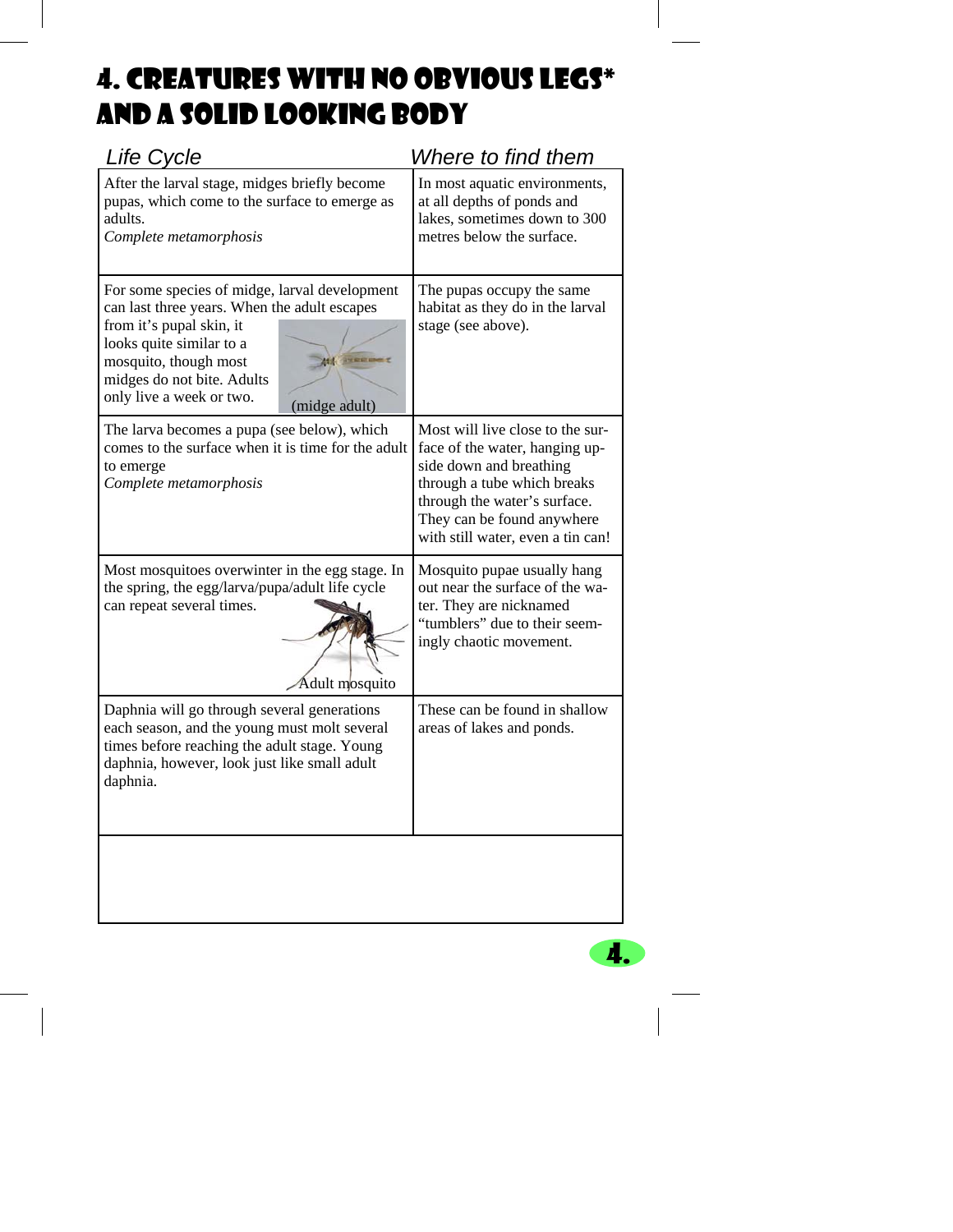# 4. Creatures with no obvious legs* and a solid looking body

| Life Cycle | Where to find them |
|---|---|
| After the larval stage, midges briefly become pupas, which come to the surface to emerge as adults. *Complete metamorphosis* | In most aquatic environments, at all depths of ponds and lakes, sometimes down to 300 metres below the surface. |
| For some species of midge, larval development can last three years. When the adult escapes from it's pupal skin, it looks quite similar to a mosquito, though most midges do not bite. Adults only live a week or two. (midge adult) | The pupas occupy the same habitat as they do in the larval stage (see above). |
| The larva becomes a pupa (see below), which comes to the surface when it is time for the adult to emerge *Complete metamorphosis* | Most will live close to the surface of the water, hanging upside down and breathing through a tube which breaks through the water's surface. They can be found anywhere with still water, even a tin can! |
| Most mosquitoes overwinter in the egg stage. In the spring, the egg/larva/pupa/adult life cycle can repeat several times. Adult mosquito | Mosquito pupae usually hang out near the surface of the water. They are nicknamed "tumblers" due to their seemingly chaotic movement. |
| Daphnia will go through several generations each season, and the young must molt several times before reaching the adult stage. Young daphnia, however, look just like small adult daphnia. | These can be found in shallow areas of lakes and ponds. |
| | |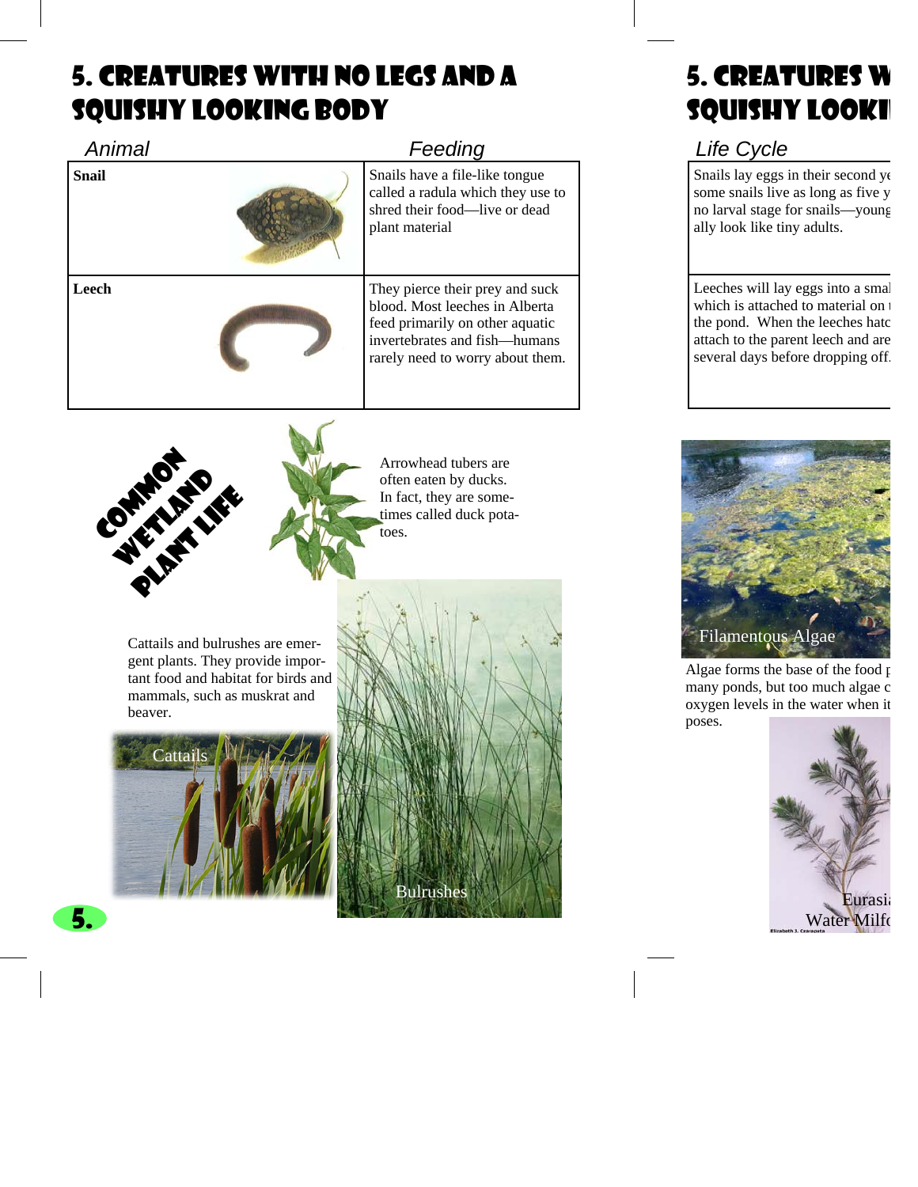# 5. Creatures with no legs and a squishy looking body

| Animal | Feeding |
|---|---|
| **Snail** | Snails have a file-like tongue called a radula which they use to shred their food—live or dead plant material |
| **Leech** | They pierce their prey and suck blood. Most leeches in Alberta feed primarily on other aquatic invertebrates and fish—humans rarely need to worry about them. |

## Common Wetland Plant Life

Arrowhead tubers are often eaten by ducks. In fact, they are sometimes called duck potatoes.

Cattails and bulrushes are emergent plants. They provide important food and habitat for birds and mammals, such as muskrat and beaver.

Cattails

Bulrushes

# 5. Creatures w squishy looki

| Life Cycle |
|---|
| Snails lay eggs in their second ye some snails live as long as five y no larval stage for snails—young ally look like tiny adults. |
| Leeches will lay eggs into a smal which is attached to material on t the pond. When the leeches hatc attach to the parent leech and are several days before dropping off. |

Filamentous Algae

Algae forms the base of the food p many ponds, but too much algae c oxygen levels in the water when it poses.

Eurasia Water Milfo

Elizabeth J. Czarapata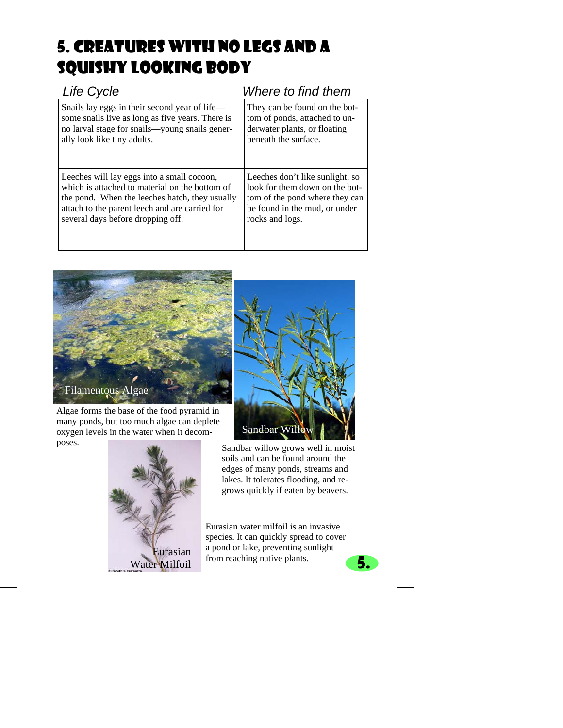# 5. Creatures with no legs and a squishy looking body

| *Life Cycle* | *Where to find them* |
|---|---|
| Snails lay eggs in their second year of life—some snails live as long as five years. There is no larval stage for snails—young snails generally look like tiny adults. | They can be found on the bottom of ponds, attached to underwater plants, or floating beneath the surface. |
| Leeches will lay eggs into a small cocoon, which is attached to material on the bottom of the pond. When the leeches hatch, they usually attach to the parent leech and are carried for several days before dropping off. | Leeches don't like sunlight, so look for them down on the bottom of the pond where they can be found in the mud, or under rocks and logs. |

Filamentous Algae

Algae forms the base of the food pyramid in many ponds, but too much algae can deplete oxygen levels in the water when it decomposes.

Sandbar Willow

Sandbar willow grows well in moist soils and can be found around the edges of many ponds, streams and lakes. It tolerates flooding, and regrows quickly if eaten by beavers.

Eurasian Water Milfoil

Elizabeth J. Czarapata

Eurasian water milfoil is an invasive species. It can quickly spread to cover a pond or lake, preventing sunlight from reaching native plants.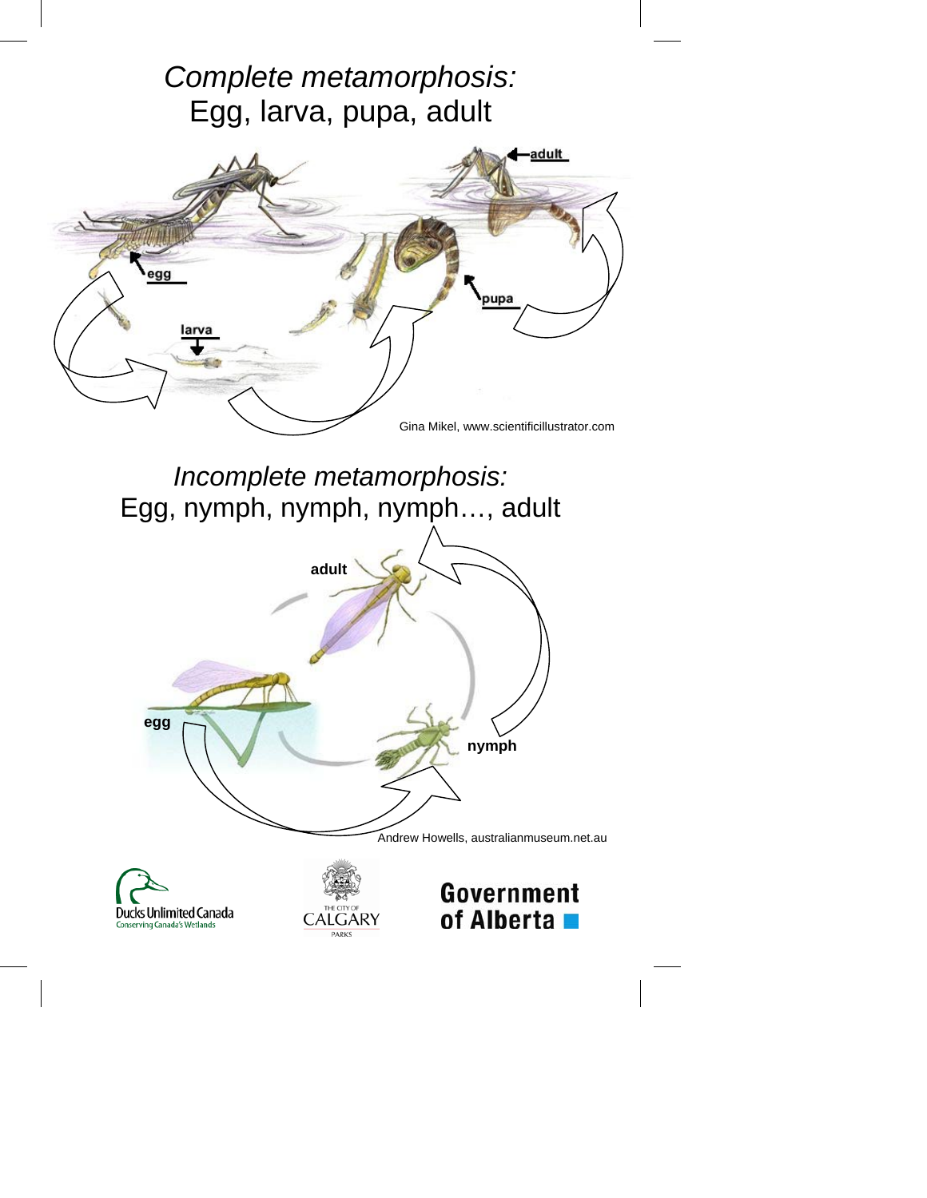*Complete metamorphosis:*
Egg, larva, pupa, adult

adult

egg

larva

pupa

Gina Mikel, www.scientificillustrator.com

*Incomplete metamorphosis:*
Egg, nymph, nymph, nymph…, adult

adult

egg

nymph

Andrew Howells, australianmuseum.net.au

Ducks Unlimited Canada
Conserving Canada's Wetlands

THE CITY OF CALGARY PARKS

Government of Alberta